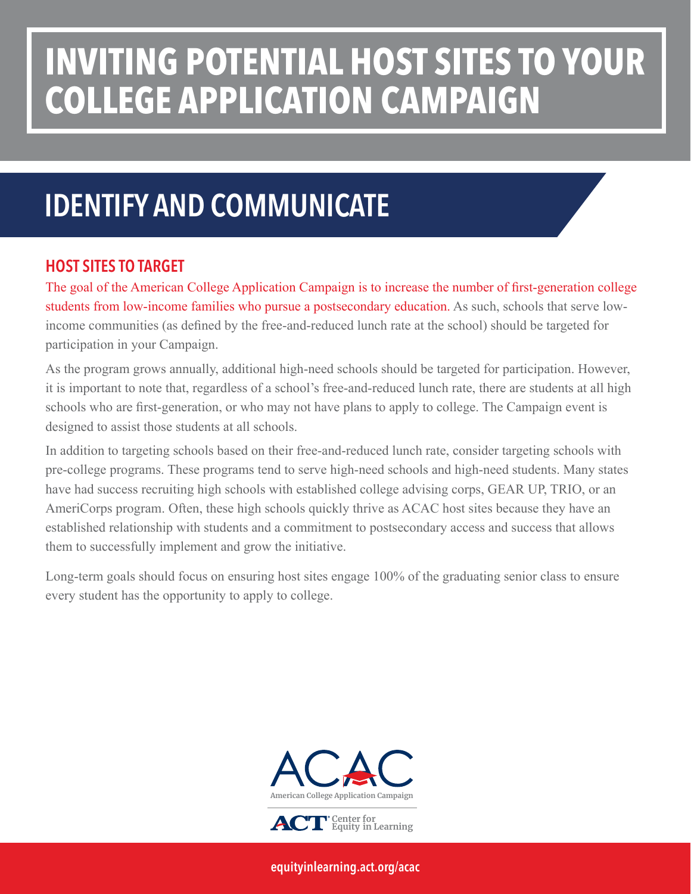# INVITING POTENTIAL HOST SITES TO YOUR COLLEGE APPLICATION CAMPAIGN

## IDENTIFY AND COMMUNICATE

### HOST SITES TO TARGET

The goal of the American College Application Campaign is to increase the number of first-generation college students from low-income families who pursue a postsecondary education. As such, schools that serve low-income communities (as defined by the free-and-reduced lunch rate at the school) should be targeted for participation in your Campaign.

As the program grows annually, additional high-need schools should be targeted for participation. However, it is important to note that, regardless of a school's free-and-reduced lunch rate, there are students at all high schools who are first-generation, or who may not have plans to apply to college. The Campaign event is designed to assist those students at all schools.

In addition to targeting schools based on their free-and-reduced lunch rate, consider targeting schools with pre-college programs. These programs tend to serve high-need schools and high-need students. Many states have had success recruiting high schools with established college advising corps, GEAR UP, TRIO, or an AmeriCorps program. Often, these high schools quickly thrive as ACAC host sites because they have an established relationship with students and a commitment to postsecondary access and success that allows them to successfully implement and grow the initiative.

Long-term goals should focus on ensuring host sites engage 100% of the graduating senior class to ensure every student has the opportunity to apply to college.

ACAC American College Application Campaign

ACT Center for Equity in Learning

equityinlearning.act.org/acac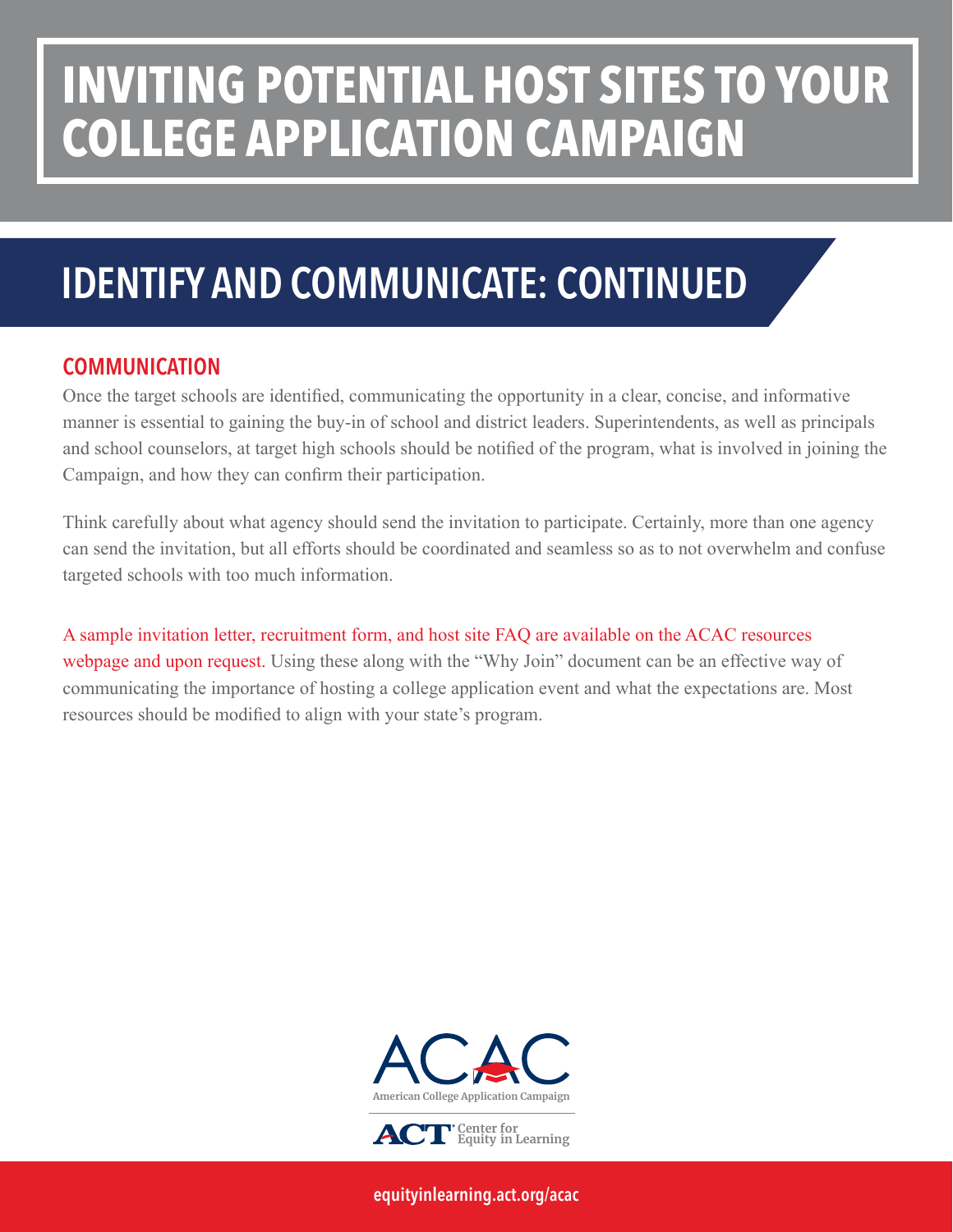# INVITING POTENTIAL HOST SITES TO YOUR COLLEGE APPLICATION CAMPAIGN

## IDENTIFY AND COMMUNICATE: CONTINUED

### COMMUNICATION

Once the target schools are identified, communicating the opportunity in a clear, concise, and informative manner is essential to gaining the buy-in of school and district leaders. Superintendents, as well as principals and school counselors, at target high schools should be notified of the program, what is involved in joining the Campaign, and how they can confirm their participation.

Think carefully about what agency should send the invitation to participate. Certainly, more than one agency can send the invitation, but all efforts should be coordinated and seamless so as to not overwhelm and confuse targeted schools with too much information.

A sample invitation letter, recruitment form, and host site FAQ are available on the ACAC resources webpage and upon request. Using these along with the "Why Join" document can be an effective way of communicating the importance of hosting a college application event and what the expectations are. Most resources should be modified to align with your state's program.

ACAC
American College Application Campaign

ACT Center for Equity in Learning

equityinlearning.act.org/acac